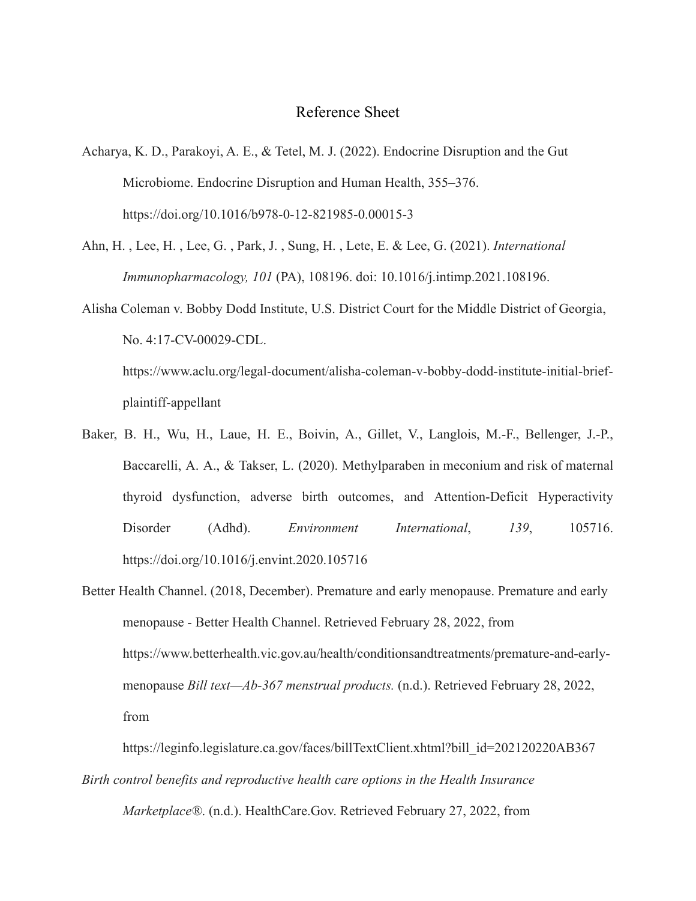# Reference Sheet

Acharya, K. D., Parakoyi, A. E., & Tetel, M. J. (2022). Endocrine Disruption and the Gut Microbiome. Endocrine Disruption and Human Health, 355–376. https://doi.org/10.1016/b978-0-12-821985-0.00015-3

Ahn, H. , Lee, H. , Lee, G. , Park, J. , Sung, H. , Lete, E. & Lee, G. (2021). *International Immunopharmacology, 101* (PA), 108196. doi: 10.1016/j.intimp.2021.108196.

Alisha Coleman v. Bobby Dodd Institute, U.S. District Court for the Middle District of Georgia, No. 4:17-CV-00029-CDL. https://www.aclu.org/legal-document/alisha-coleman-v-bobby-dodd-institute-initial-brief-plaintiff-appellant

Baker, B. H., Wu, H., Laue, H. E., Boivin, A., Gillet, V., Langlois, M.-F., Bellenger, J.-P., Baccarelli, A. A., & Takser, L. (2020). Methylparaben in meconium and risk of maternal thyroid dysfunction, adverse birth outcomes, and Attention-Deficit Hyperactivity Disorder (Adhd). *Environment International*, *139*, 105716. https://doi.org/10.1016/j.envint.2020.105716

Better Health Channel. (2018, December). Premature and early menopause. Premature and early menopause - Better Health Channel. Retrieved February 28, 2022, from https://www.betterhealth.vic.gov.au/health/conditionsandtreatments/premature-and-early-menopause *Bill text—Ab-367 menstrual products.* (n.d.). Retrieved February 28, 2022, from

https://leginfo.legislature.ca.gov/faces/billTextClient.xhtml?bill_id=202120220AB367

*Birth control benefits and reproductive health care options in the Health Insurance Marketplace®.* (n.d.). HealthCare.Gov. Retrieved February 27, 2022, from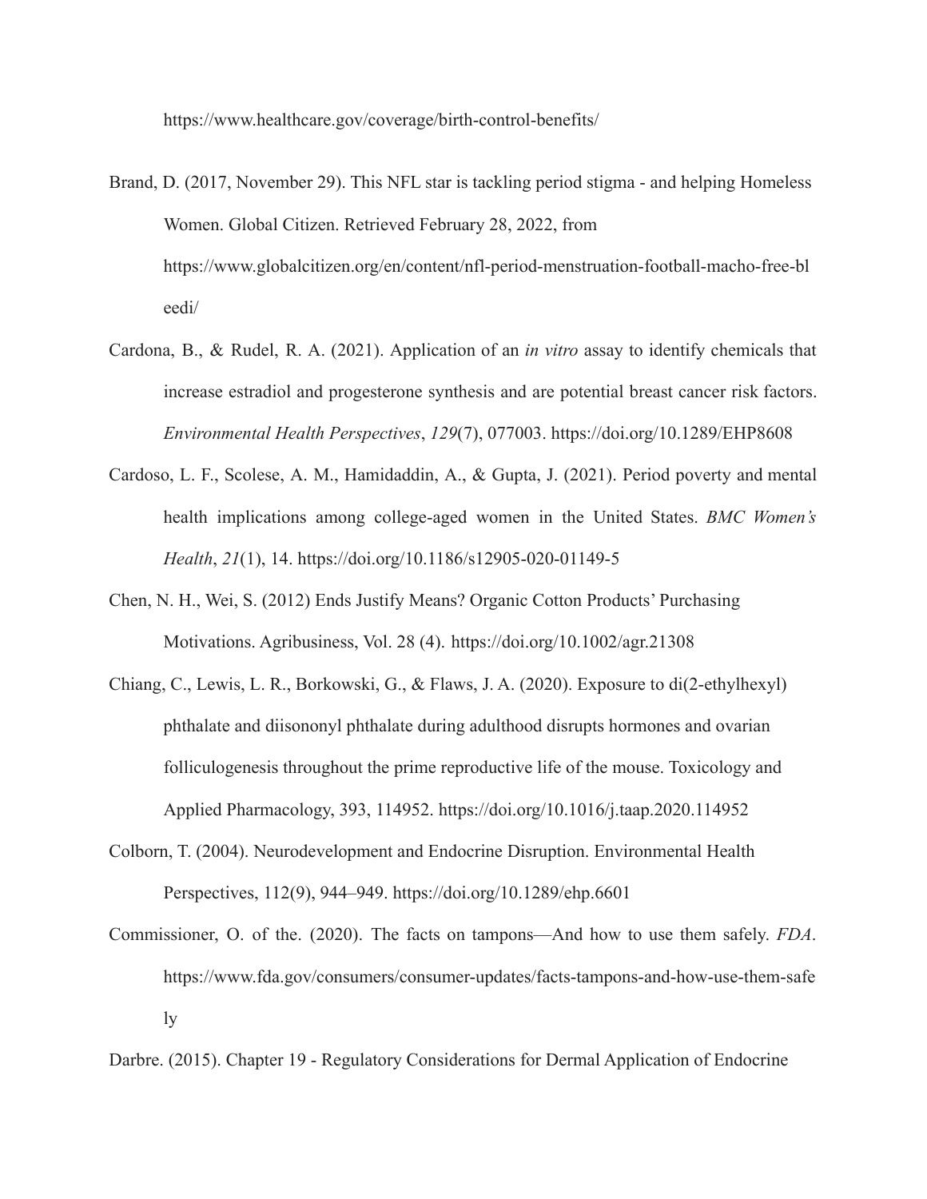https://www.healthcare.gov/coverage/birth-control-benefits/

Brand, D. (2017, November 29). This NFL star is tackling period stigma - and helping Homeless Women. Global Citizen. Retrieved February 28, 2022, from https://www.globalcitizen.org/en/content/nfl-period-menstruation-football-macho-free-bleedi/

Cardona, B., & Rudel, R. A. (2021). Application of an *in vitro* assay to identify chemicals that increase estradiol and progesterone synthesis and are potential breast cancer risk factors. *Environmental Health Perspectives*, *129*(7), 077003. https://doi.org/10.1289/EHP8608

Cardoso, L. F., Scolese, A. M., Hamidaddin, A., & Gupta, J. (2021). Period poverty and mental health implications among college-aged women in the United States. *BMC Women's Health*, *21*(1), 14. https://doi.org/10.1186/s12905-020-01149-5

Chen, N. H., Wei, S. (2012) Ends Justify Means? Organic Cotton Products' Purchasing Motivations. Agribusiness, Vol. 28 (4). https://doi.org/10.1002/agr.21308

Chiang, C., Lewis, L. R., Borkowski, G., & Flaws, J. A. (2020). Exposure to di(2-ethylhexyl) phthalate and diisononyl phthalate during adulthood disrupts hormones and ovarian folliculogenesis throughout the prime reproductive life of the mouse. Toxicology and Applied Pharmacology, 393, 114952. https://doi.org/10.1016/j.taap.2020.114952

Colborn, T. (2004). Neurodevelopment and Endocrine Disruption. Environmental Health Perspectives, 112(9), 944–949. https://doi.org/10.1289/ehp.6601

Commissioner, O. of the. (2020). The facts on tampons—And how to use them safely. *FDA*. https://www.fda.gov/consumers/consumer-updates/facts-tampons-and-how-use-them-safely

Darbre. (2015). Chapter 19 - Regulatory Considerations for Dermal Application of Endocrine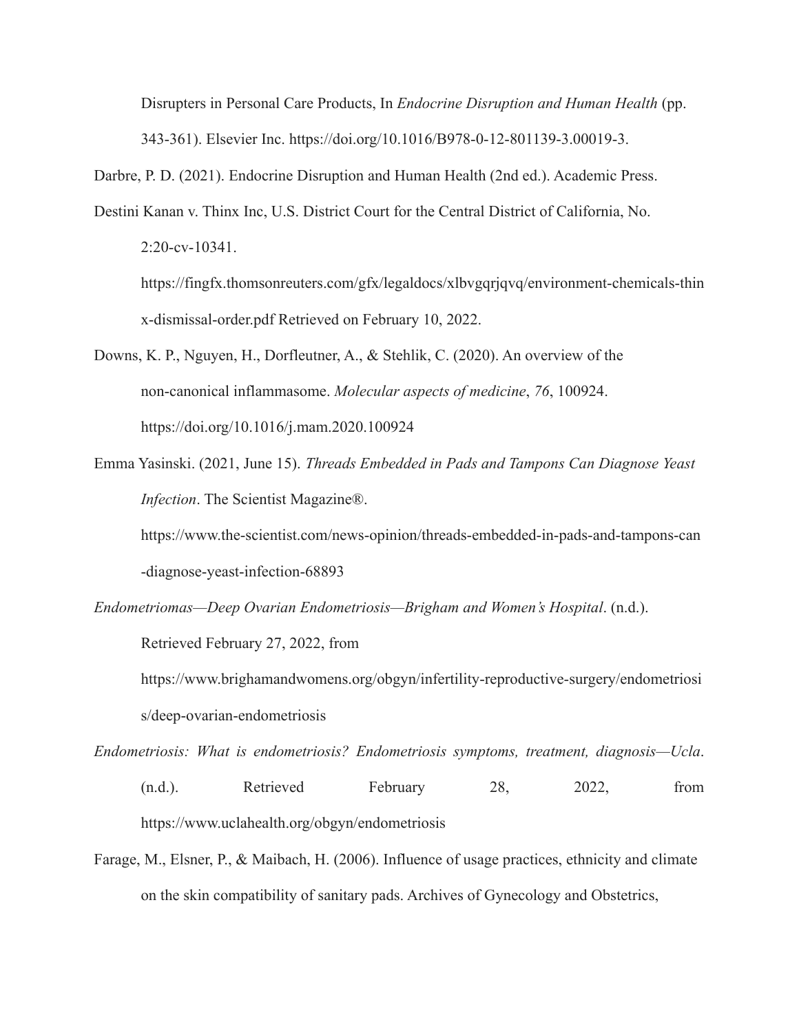Disrupters in Personal Care Products, In *Endocrine Disruption and Human Health* (pp. 343-361). Elsevier Inc. https://doi.org/10.1016/B978-0-12-801139-3.00019-3.

Darbre, P. D. (2021). Endocrine Disruption and Human Health (2nd ed.). Academic Press.

Destini Kanan v. Thinx Inc, U.S. District Court for the Central District of California, No. 2:20-cv-10341. https://fingfx.thomsonreuters.com/gfx/legaldocs/xlbvgqrjqvq/environment-chemicals-thinx-dismissal-order.pdf Retrieved on February 10, 2022.

Downs, K. P., Nguyen, H., Dorfleutner, A., & Stehlik, C. (2020). An overview of the non-canonical inflammasome. *Molecular aspects of medicine*, *76*, 100924. https://doi.org/10.1016/j.mam.2020.100924

Emma Yasinski. (2021, June 15). *Threads Embedded in Pads and Tampons Can Diagnose Yeast Infection*. The Scientist Magazine®. https://www.the-scientist.com/news-opinion/threads-embedded-in-pads-and-tampons-can-diagnose-yeast-infection-68893

*Endometriomas—Deep Ovarian Endometriosis—Brigham and Women's Hospital*. (n.d.). Retrieved February 27, 2022, from https://www.brighamandwomens.org/obgyn/infertility-reproductive-surgery/endometriosis/deep-ovarian-endometriosis

*Endometriosis: What is endometriosis? Endometriosis symptoms, treatment, diagnosis—Ucla*. (n.d.). Retrieved February 28, 2022, from https://www.uclahealth.org/obgyn/endometriosis

Farage, M., Elsner, P., & Maibach, H. (2006). Influence of usage practices, ethnicity and climate on the skin compatibility of sanitary pads. Archives of Gynecology and Obstetrics,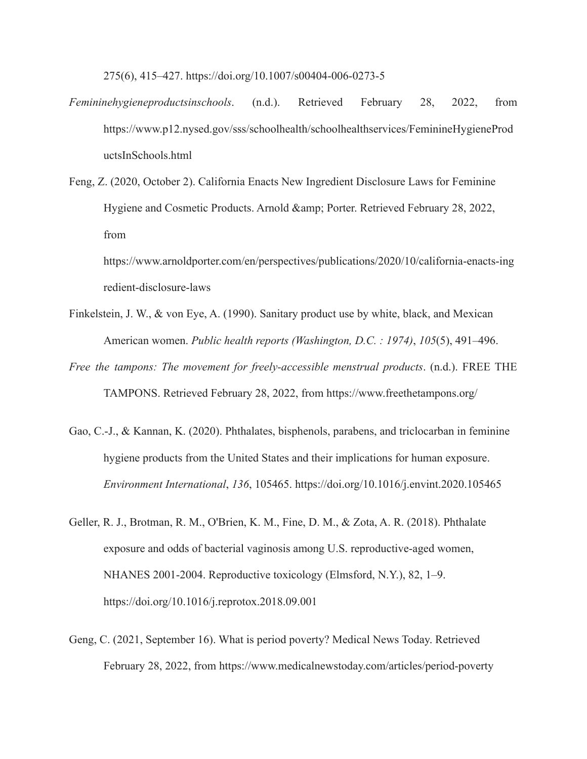275(6), 415–427. https://doi.org/10.1007/s00404-006-0273-5

*Femininehygieneproductsinschools*. (n.d.). Retrieved February 28, 2022, from https://www.p12.nysed.gov/sss/schoolhealth/schoolhealthservices/FeminineHygieneProductsInSchools.html

Feng, Z. (2020, October 2). California Enacts New Ingredient Disclosure Laws for Feminine Hygiene and Cosmetic Products. Arnold &amp; Porter. Retrieved February 28, 2022, from https://www.arnoldporter.com/en/perspectives/publications/2020/10/california-enacts-ingredient-disclosure-laws

Finkelstein, J. W., & von Eye, A. (1990). Sanitary product use by white, black, and Mexican American women. *Public health reports (Washington, D.C. : 1974)*, *105*(5), 491–496.

*Free the tampons: The movement for freely-accessible menstrual products*. (n.d.). FREE THE TAMPONS. Retrieved February 28, 2022, from https://www.freethetampons.org/

Gao, C.-J., & Kannan, K. (2020). Phthalates, bisphenols, parabens, and triclocarban in feminine hygiene products from the United States and their implications for human exposure. *Environment International*, *136*, 105465. https://doi.org/10.1016/j.envint.2020.105465

Geller, R. J., Brotman, R. M., O'Brien, K. M., Fine, D. M., & Zota, A. R. (2018). Phthalate exposure and odds of bacterial vaginosis among U.S. reproductive-aged women, NHANES 2001-2004. Reproductive toxicology (Elmsford, N.Y.), 82, 1–9. https://doi.org/10.1016/j.reprotox.2018.09.001

Geng, C. (2021, September 16). What is period poverty? Medical News Today. Retrieved February 28, 2022, from https://www.medicalnewstoday.com/articles/period-poverty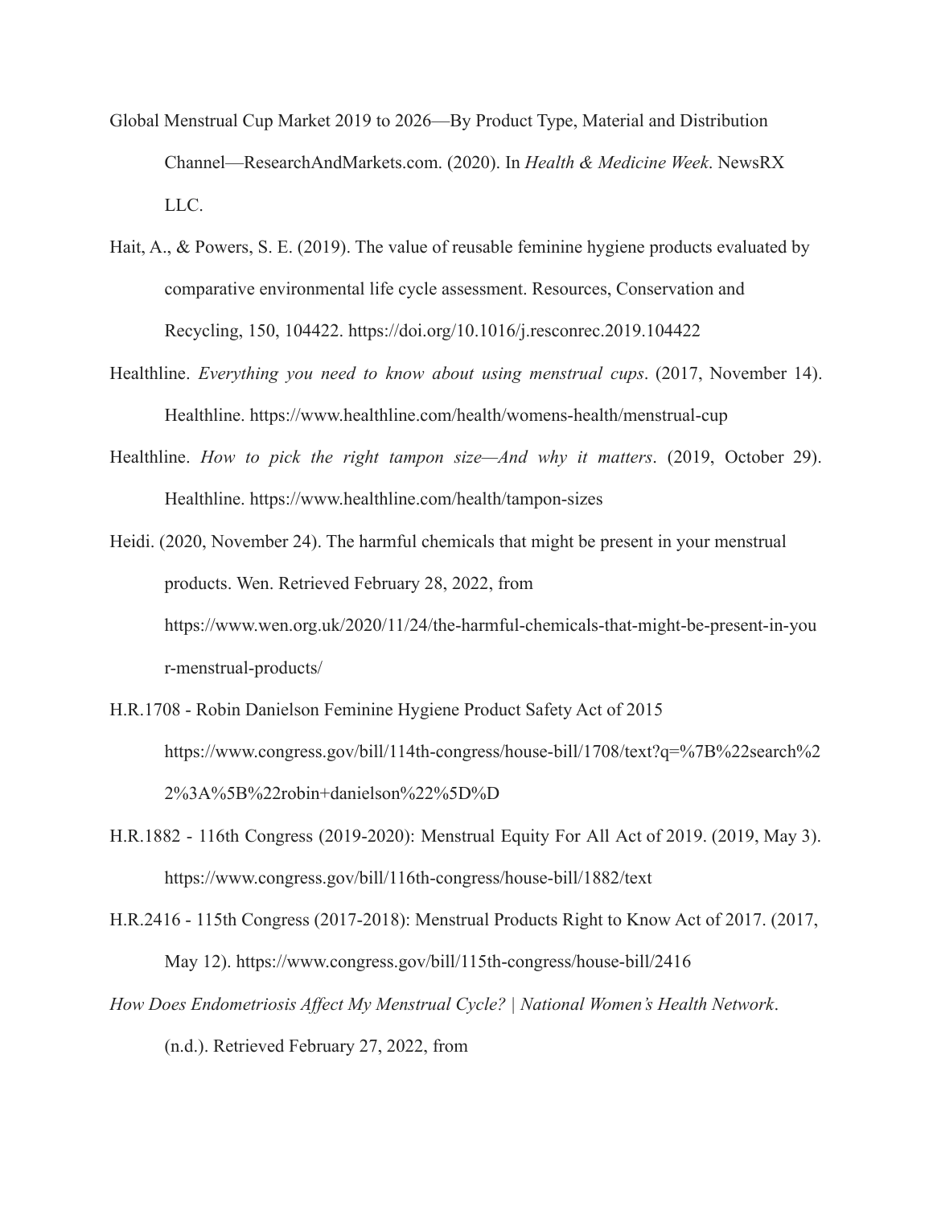Global Menstrual Cup Market 2019 to 2026—By Product Type, Material and Distribution Channel—ResearchAndMarkets.com. (2020). In *Health & Medicine Week*. NewsRX LLC.

Hait, A., & Powers, S. E. (2019). The value of reusable feminine hygiene products evaluated by comparative environmental life cycle assessment. Resources, Conservation and Recycling, 150, 104422. https://doi.org/10.1016/j.resconrec.2019.104422

Healthline. *Everything you need to know about using menstrual cups*. (2017, November 14). Healthline. https://www.healthline.com/health/womens-health/menstrual-cup

Healthline. *How to pick the right tampon size—And why it matters*. (2019, October 29). Healthline. https://www.healthline.com/health/tampon-sizes

Heidi. (2020, November 24). The harmful chemicals that might be present in your menstrual products. Wen. Retrieved February 28, 2022, from https://www.wen.org.uk/2020/11/24/the-harmful-chemicals-that-might-be-present-in-your-menstrual-products/

H.R.1708 - Robin Danielson Feminine Hygiene Product Safety Act of 2015 https://www.congress.gov/bill/114th-congress/house-bill/1708/text?q=%7B%22search%22%3A%5B%22robin+danielson%22%5D%D

H.R.1882 - 116th Congress (2019-2020): Menstrual Equity For All Act of 2019. (2019, May 3). https://www.congress.gov/bill/116th-congress/house-bill/1882/text

H.R.2416 - 115th Congress (2017-2018): Menstrual Products Right to Know Act of 2017. (2017, May 12). https://www.congress.gov/bill/115th-congress/house-bill/2416

*How Does Endometriosis Affect My Menstrual Cycle? | National Women's Health Network*. (n.d.). Retrieved February 27, 2022, from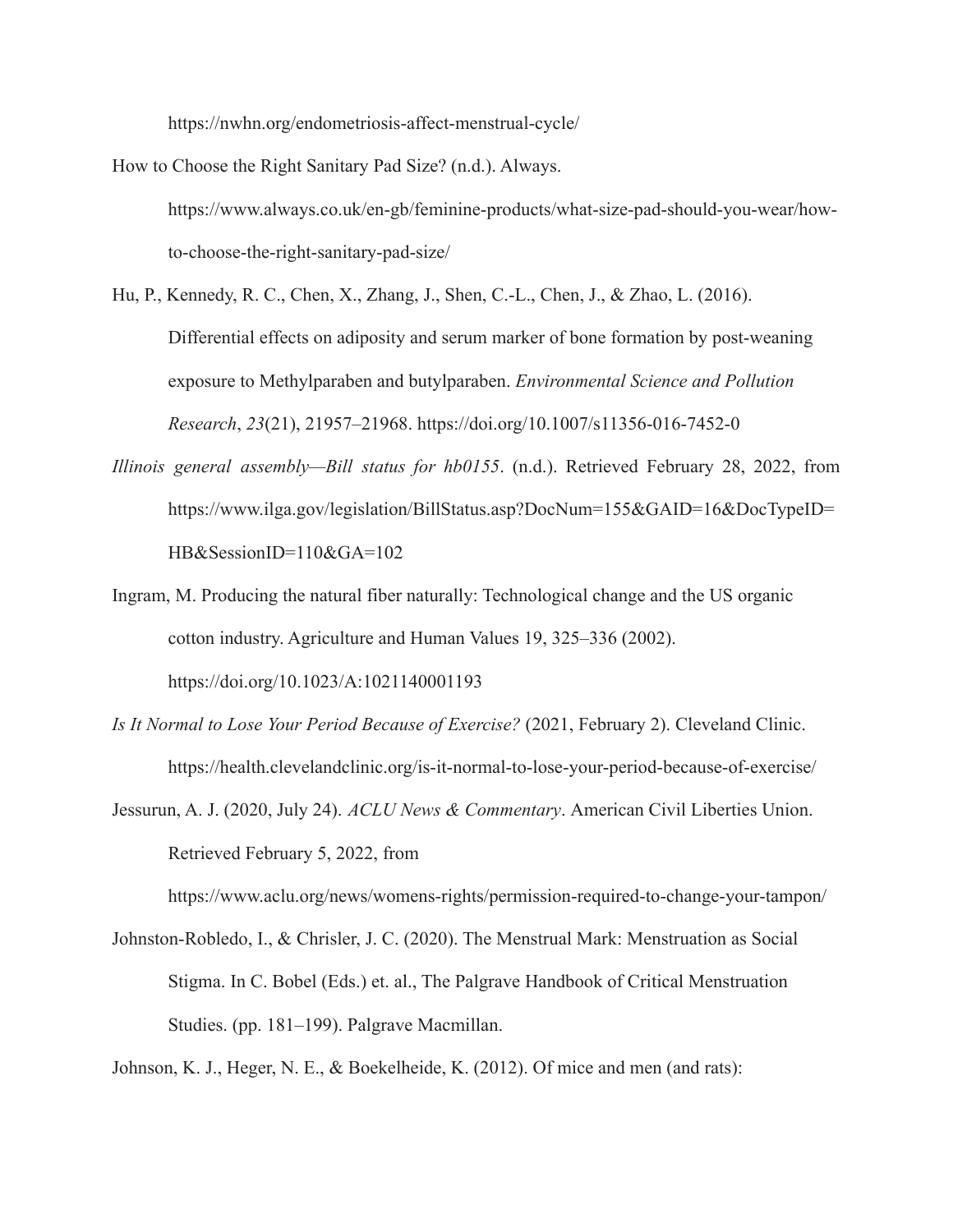https://nwhn.org/endometriosis-affect-menstrual-cycle/

How to Choose the Right Sanitary Pad Size? (n.d.). Always. https://www.always.co.uk/en-gb/feminine-products/what-size-pad-should-you-wear/how-to-choose-the-right-sanitary-pad-size/

Hu, P., Kennedy, R. C., Chen, X., Zhang, J., Shen, C.-L., Chen, J., & Zhao, L. (2016). Differential effects on adiposity and serum marker of bone formation by post-weaning exposure to Methylparaben and butylparaben. *Environmental Science and Pollution Research*, *23*(21), 21957–21968. https://doi.org/10.1007/s11356-016-7452-0

*Illinois general assembly—Bill status for hb0155*. (n.d.). Retrieved February 28, 2022, from https://www.ilga.gov/legislation/BillStatus.asp?DocNum=155&GAID=16&DocTypeID=HB&SessionID=110&GA=102

Ingram, M. Producing the natural fiber naturally: Technological change and the US organic cotton industry. Agriculture and Human Values 19, 325–336 (2002). https://doi.org/10.1023/A:1021140001193

*Is It Normal to Lose Your Period Because of Exercise?* (2021, February 2). Cleveland Clinic. https://health.clevelandclinic.org/is-it-normal-to-lose-your-period-because-of-exercise/

Jessurun, A. J. (2020, July 24). *ACLU News & Commentary*. American Civil Liberties Union. Retrieved February 5, 2022, from https://www.aclu.org/news/womens-rights/permission-required-to-change-your-tampon/

Johnston-Robledo, I., & Chrisler, J. C. (2020). The Menstrual Mark: Menstruation as Social Stigma. In C. Bobel (Eds.) et. al., The Palgrave Handbook of Critical Menstruation Studies. (pp. 181–199). Palgrave Macmillan.

Johnson, K. J., Heger, N. E., & Boekelheide, K. (2012). Of mice and men (and rats):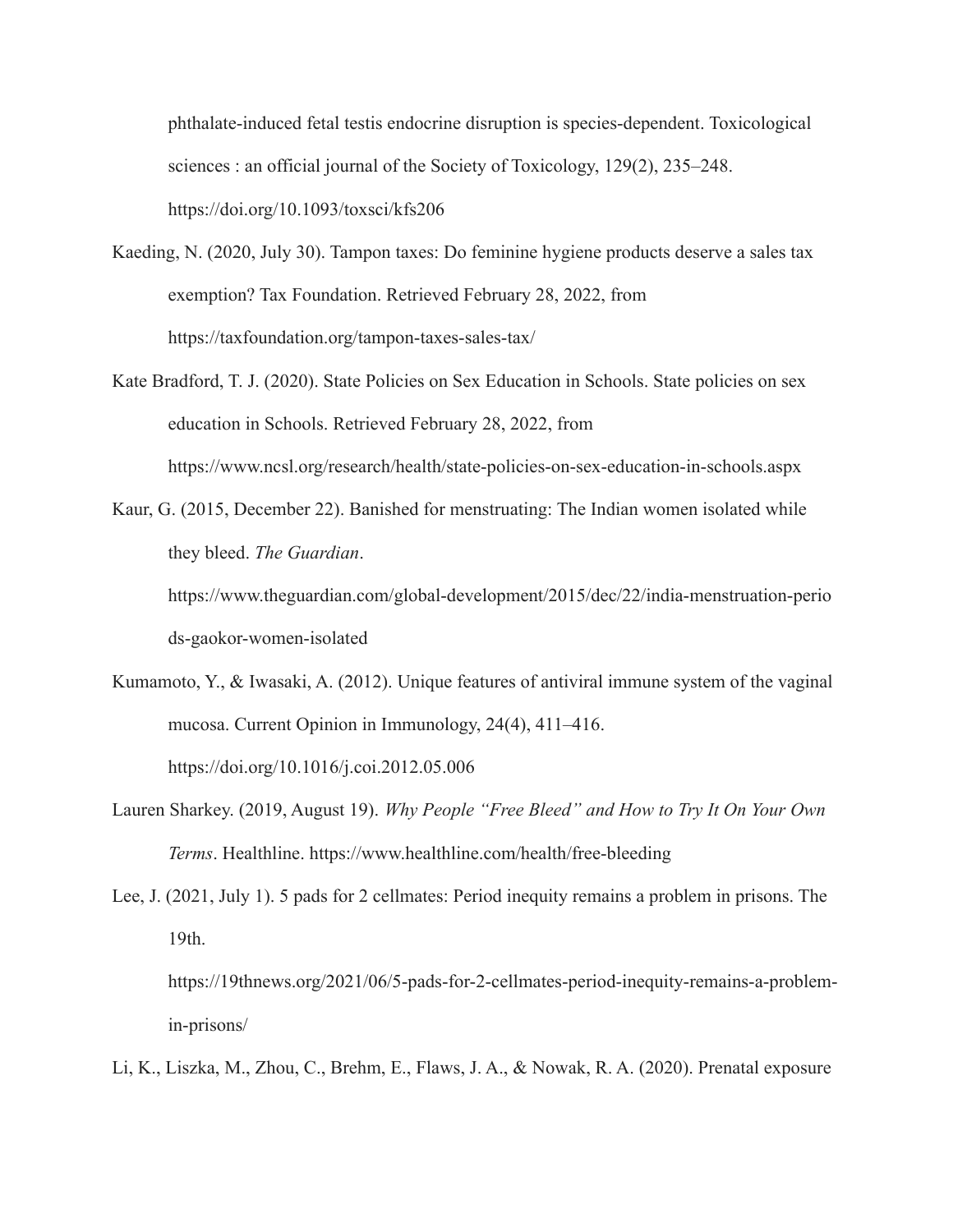phthalate-induced fetal testis endocrine disruption is species-dependent. Toxicological sciences : an official journal of the Society of Toxicology, 129(2), 235–248. https://doi.org/10.1093/toxsci/kfs206

Kaeding, N. (2020, July 30). Tampon taxes: Do feminine hygiene products deserve a sales tax exemption? Tax Foundation. Retrieved February 28, 2022, from https://taxfoundation.org/tampon-taxes-sales-tax/

Kate Bradford, T. J. (2020). State Policies on Sex Education in Schools. State policies on sex education in Schools. Retrieved February 28, 2022, from https://www.ncsl.org/research/health/state-policies-on-sex-education-in-schools.aspx

Kaur, G. (2015, December 22). Banished for menstruating: The Indian women isolated while they bleed. *The Guardian*. https://www.theguardian.com/global-development/2015/dec/22/india-menstruation-periods-gaokor-women-isolated

Kumamoto, Y., & Iwasaki, A. (2012). Unique features of antiviral immune system of the vaginal mucosa. Current Opinion in Immunology, 24(4), 411–416. https://doi.org/10.1016/j.coi.2012.05.006

Lauren Sharkey. (2019, August 19). *Why People "Free Bleed" and How to Try It On Your Own Terms*. Healthline. https://www.healthline.com/health/free-bleeding

Lee, J. (2021, July 1). 5 pads for 2 cellmates: Period inequity remains a problem in prisons. The 19th. https://19thnews.org/2021/06/5-pads-for-2-cellmates-period-inequity-remains-a-problem-in-prisons/

Li, K., Liszka, M., Zhou, C., Brehm, E., Flaws, J. A., & Nowak, R. A. (2020). Prenatal exposure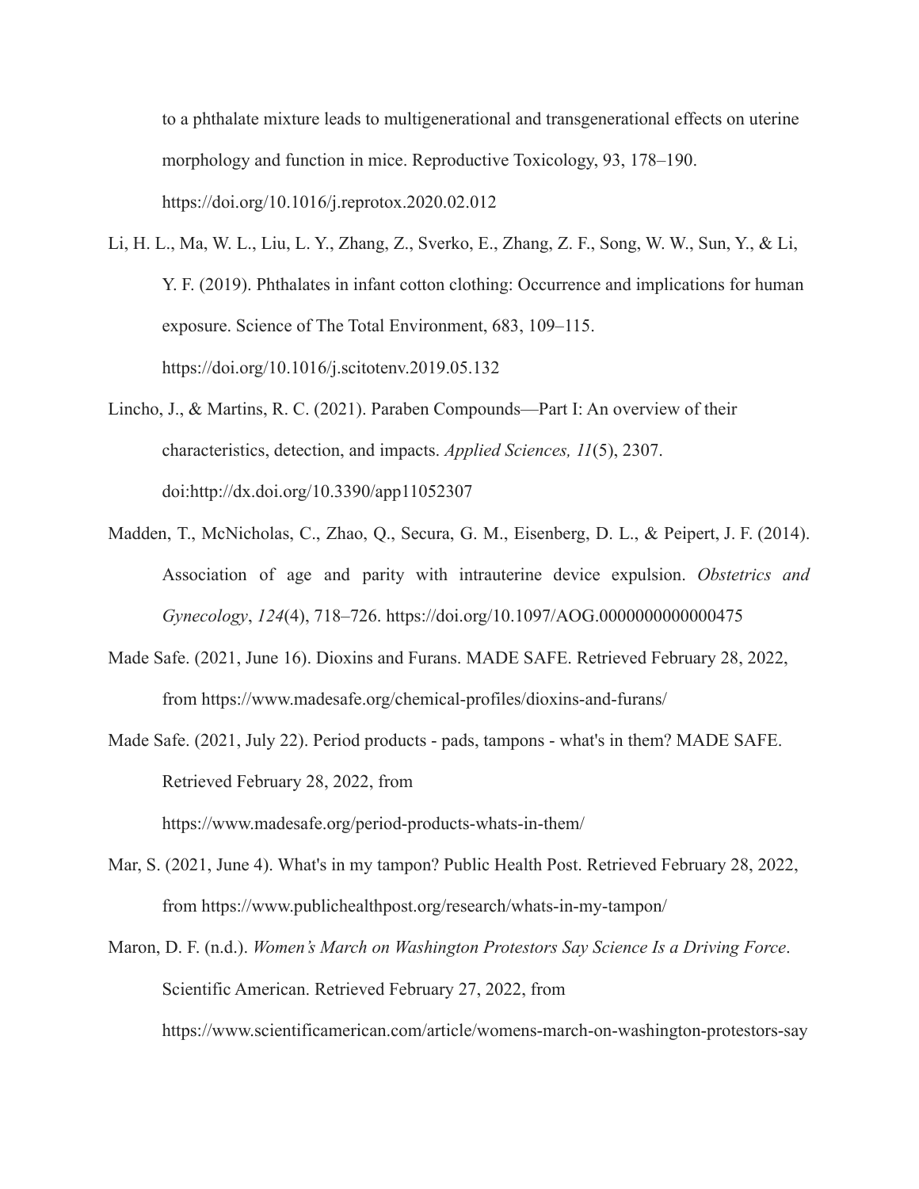to a phthalate mixture leads to multigenerational and transgenerational effects on uterine morphology and function in mice. Reproductive Toxicology, 93, 178–190. https://doi.org/10.1016/j.reprotox.2020.02.012

Li, H. L., Ma, W. L., Liu, L. Y., Zhang, Z., Sverko, E., Zhang, Z. F., Song, W. W., Sun, Y., & Li, Y. F. (2019). Phthalates in infant cotton clothing: Occurrence and implications for human exposure. Science of The Total Environment, 683, 109–115. https://doi.org/10.1016/j.scitotenv.2019.05.132

Lincho, J., & Martins, R. C. (2021). Paraben Compounds—Part I: An overview of their characteristics, detection, and impacts. *Applied Sciences, 11*(5), 2307. doi:http://dx.doi.org/10.3390/app11052307

Madden, T., McNicholas, C., Zhao, Q., Secura, G. M., Eisenberg, D. L., & Peipert, J. F. (2014). Association of age and parity with intrauterine device expulsion. *Obstetrics and Gynecology*, *124*(4), 718–726. https://doi.org/10.1097/AOG.0000000000000475

Made Safe. (2021, June 16). Dioxins and Furans. MADE SAFE. Retrieved February 28, 2022, from https://www.madesafe.org/chemical-profiles/dioxins-and-furans/

Made Safe. (2021, July 22). Period products - pads, tampons - what's in them? MADE SAFE. Retrieved February 28, 2022, from https://www.madesafe.org/period-products-whats-in-them/

Mar, S. (2021, June 4). What's in my tampon? Public Health Post. Retrieved February 28, 2022, from https://www.publichealthpost.org/research/whats-in-my-tampon/

Maron, D. F. (n.d.). *Women's March on Washington Protestors Say Science Is a Driving Force*. Scientific American. Retrieved February 27, 2022, from https://www.scientificamerican.com/article/womens-march-on-washington-protestors-say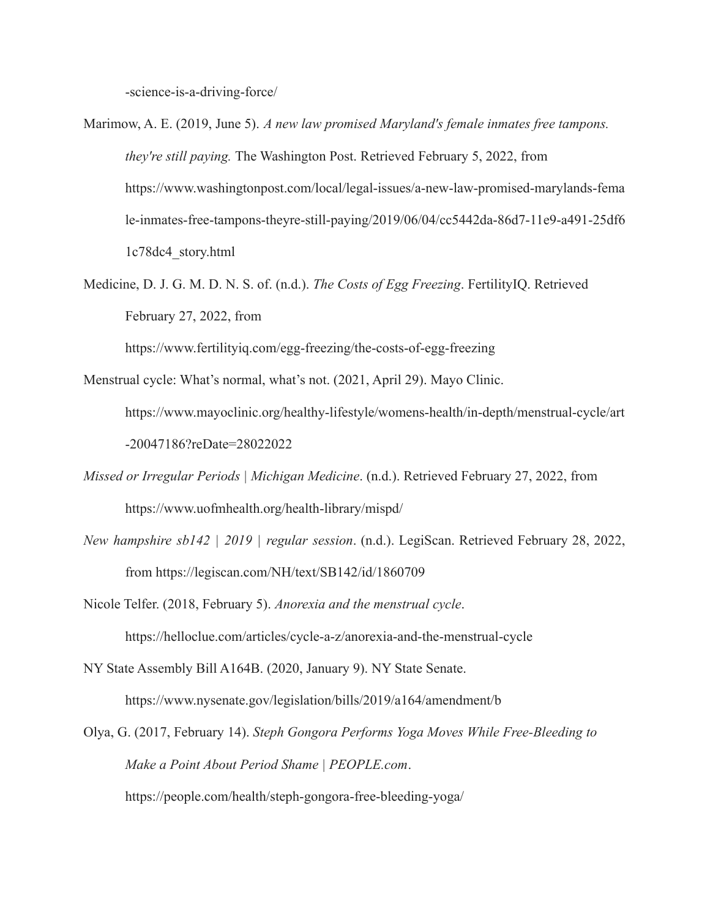-science-is-a-driving-force/

Marimow, A. E. (2019, June 5). *A new law promised Maryland's female inmates free tampons. they're still paying.* The Washington Post. Retrieved February 5, 2022, from https://www.washingtonpost.com/local/legal-issues/a-new-law-promised-marylands-female-inmates-free-tampons-theyre-still-paying/2019/06/04/cc5442da-86d7-11e9-a491-25df61c78dc4_story.html

Medicine, D. J. G. M. D. N. S. of. (n.d.). *The Costs of Egg Freezing*. FertilityIQ. Retrieved February 27, 2022, from https://www.fertilityiq.com/egg-freezing/the-costs-of-egg-freezing

Menstrual cycle: What's normal, what's not. (2021, April 29). Mayo Clinic. https://www.mayoclinic.org/healthy-lifestyle/womens-health/in-depth/menstrual-cycle/art-20047186?reDate=28022022

*Missed or Irregular Periods | Michigan Medicine*. (n.d.). Retrieved February 27, 2022, from https://www.uofmhealth.org/health-library/mispd/

*New hampshire sb142 | 2019 | regular session*. (n.d.). LegiScan. Retrieved February 28, 2022, from https://legiscan.com/NH/text/SB142/id/1860709

Nicole Telfer. (2018, February 5). *Anorexia and the menstrual cycle*. https://helloclue.com/articles/cycle-a-z/anorexia-and-the-menstrual-cycle

NY State Assembly Bill A164B. (2020, January 9). NY State Senate. https://www.nysenate.gov/legislation/bills/2019/a164/amendment/b

Olya, G. (2017, February 14). *Steph Gongora Performs Yoga Moves While Free-Bleeding to Make a Point About Period Shame | PEOPLE.com*. https://people.com/health/steph-gongora-free-bleeding-yoga/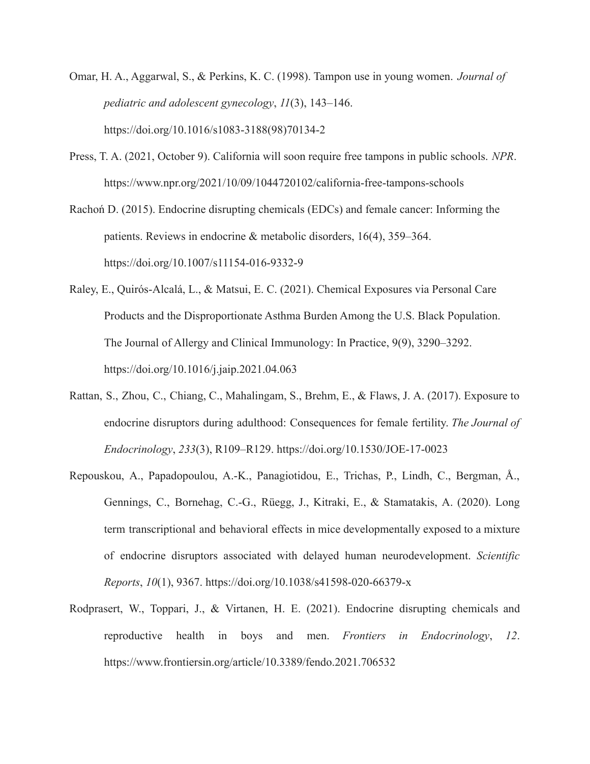Omar, H. A., Aggarwal, S., & Perkins, K. C. (1998). Tampon use in young women. *Journal of pediatric and adolescent gynecology*, *11*(3), 143–146. https://doi.org/10.1016/s1083-3188(98)70134-2

Press, T. A. (2021, October 9). California will soon require free tampons in public schools. *NPR*. https://www.npr.org/2021/10/09/1044720102/california-free-tampons-schools

Rachoń D. (2015). Endocrine disrupting chemicals (EDCs) and female cancer: Informing the patients. Reviews in endocrine & metabolic disorders, 16(4), 359–364. https://doi.org/10.1007/s11154-016-9332-9

Raley, E., Quirós-Alcalá, L., & Matsui, E. C. (2021). Chemical Exposures via Personal Care Products and the Disproportionate Asthma Burden Among the U.S. Black Population. The Journal of Allergy and Clinical Immunology: In Practice, 9(9), 3290–3292. https://doi.org/10.1016/j.jaip.2021.04.063

Rattan, S., Zhou, C., Chiang, C., Mahalingam, S., Brehm, E., & Flaws, J. A. (2017). Exposure to endocrine disruptors during adulthood: Consequences for female fertility. *The Journal of Endocrinology*, *233*(3), R109–R129. https://doi.org/10.1530/JOE-17-0023

Repouskou, A., Papadopoulou, A.-K., Panagiotidou, E., Trichas, P., Lindh, C., Bergman, Å., Gennings, C., Bornehag, C.-G., Rüegg, J., Kitraki, E., & Stamatakis, A. (2020). Long term transcriptional and behavioral effects in mice developmentally exposed to a mixture of endocrine disruptors associated with delayed human neurodevelopment. *Scientific Reports*, *10*(1), 9367. https://doi.org/10.1038/s41598-020-66379-x

Rodprasert, W., Toppari, J., & Virtanen, H. E. (2021). Endocrine disrupting chemicals and reproductive health in boys and men. *Frontiers in Endocrinology*, *12*. https://www.frontiersin.org/article/10.3389/fendo.2021.706532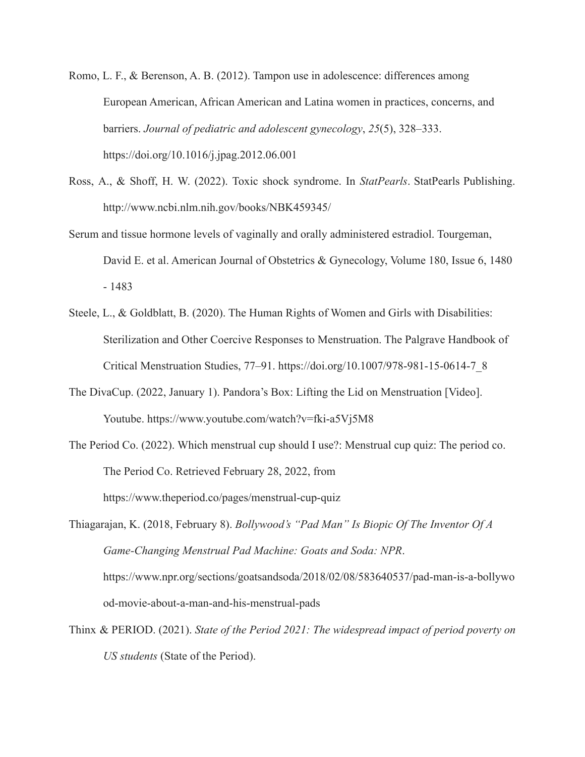Romo, L. F., & Berenson, A. B. (2012). Tampon use in adolescence: differences among European American, African American and Latina women in practices, concerns, and barriers. *Journal of pediatric and adolescent gynecology*, *25*(5), 328–333. https://doi.org/10.1016/j.jpag.2012.06.001

Ross, A., & Shoff, H. W. (2022). Toxic shock syndrome. In *StatPearls*. StatPearls Publishing. http://www.ncbi.nlm.nih.gov/books/NBK459345/

Serum and tissue hormone levels of vaginally and orally administered estradiol. Tourgeman, David E. et al. American Journal of Obstetrics & Gynecology, Volume 180, Issue 6, 1480 - 1483

Steele, L., & Goldblatt, B. (2020). The Human Rights of Women and Girls with Disabilities: Sterilization and Other Coercive Responses to Menstruation. The Palgrave Handbook of Critical Menstruation Studies, 77–91. https://doi.org/10.1007/978-981-15-0614-7_8

The DivaCup. (2022, January 1). Pandora's Box: Lifting the Lid on Menstruation [Video]. Youtube. https://www.youtube.com/watch?v=fki-a5Vj5M8

The Period Co. (2022). Which menstrual cup should I use?: Menstrual cup quiz: The period co. The Period Co. Retrieved February 28, 2022, from https://www.theperiod.co/pages/menstrual-cup-quiz

Thiagarajan, K. (2018, February 8). *Bollywood's "Pad Man" Is Biopic Of The Inventor Of A Game-Changing Menstrual Pad Machine: Goats and Soda: NPR*. https://www.npr.org/sections/goatsandsoda/2018/02/08/583640537/pad-man-is-a-bollywood-movie-about-a-man-and-his-menstrual-pads

Thinx & PERIOD. (2021). *State of the Period 2021: The widespread impact of period poverty on US students* (State of the Period).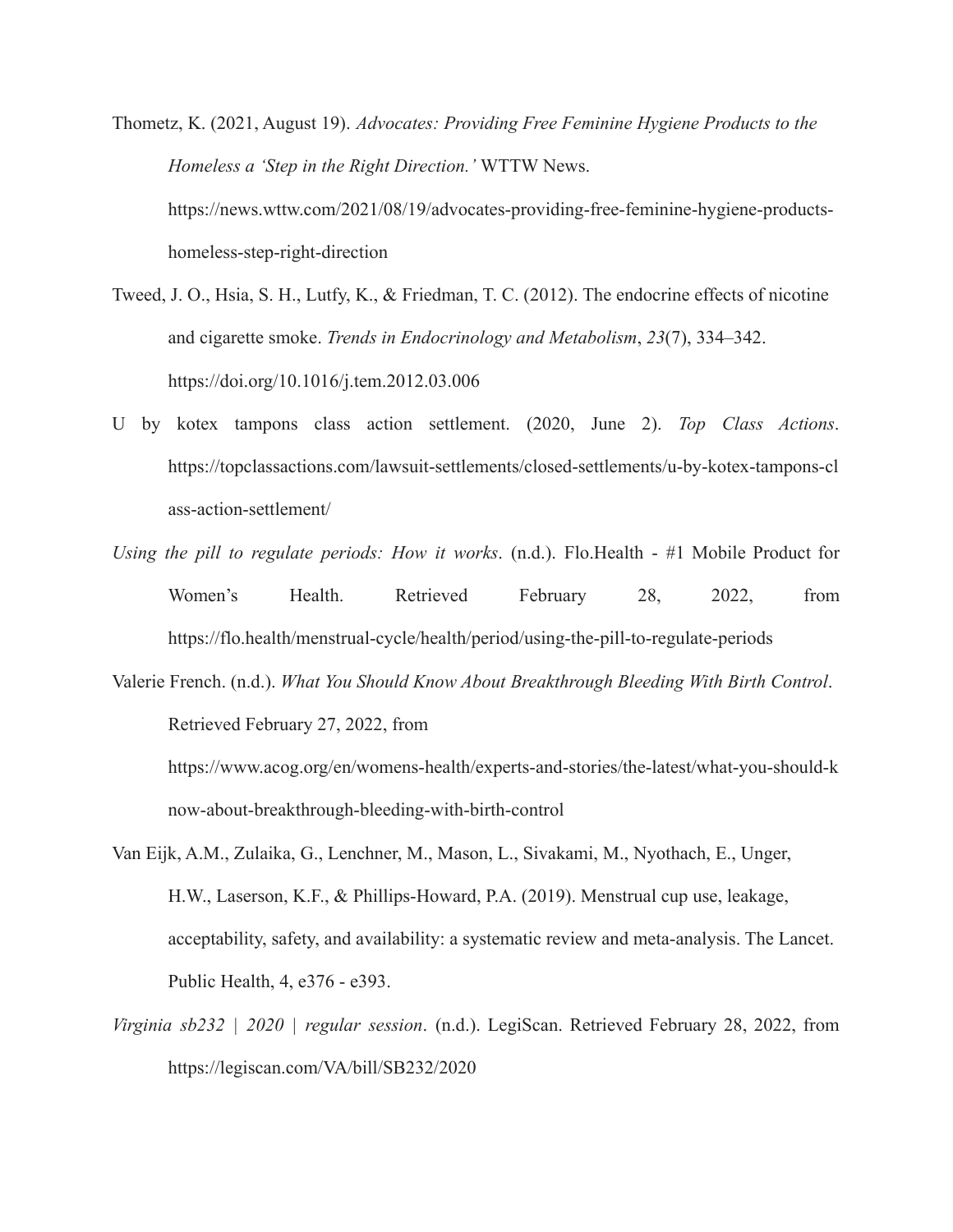Thometz, K. (2021, August 19). *Advocates: Providing Free Feminine Hygiene Products to the Homeless a 'Step in the Right Direction.'* WTTW News. https://news.wttw.com/2021/08/19/advocates-providing-free-feminine-hygiene-products-homeless-step-right-direction

Tweed, J. O., Hsia, S. H., Lutfy, K., & Friedman, T. C. (2012). The endocrine effects of nicotine and cigarette smoke. *Trends in Endocrinology and Metabolism*, *23*(7), 334–342. https://doi.org/10.1016/j.tem.2012.03.006

U by kotex tampons class action settlement. (2020, June 2). *Top Class Actions*. https://topclassactions.com/lawsuit-settlements/closed-settlements/u-by-kotex-tampons-class-action-settlement/

*Using the pill to regulate periods: How it works*. (n.d.). Flo.Health - #1 Mobile Product for Women's Health. Retrieved February 28, 2022, from https://flo.health/menstrual-cycle/health/period/using-the-pill-to-regulate-periods

Valerie French. (n.d.). *What You Should Know About Breakthrough Bleeding With Birth Control*. Retrieved February 27, 2022, from https://www.acog.org/en/womens-health/experts-and-stories/the-latest/what-you-should-know-about-breakthrough-bleeding-with-birth-control

Van Eijk, A.M., Zulaika, G., Lenchner, M., Mason, L., Sivakami, M., Nyothach, E., Unger, H.W., Laserson, K.F., & Phillips-Howard, P.A. (2019). Menstrual cup use, leakage, acceptability, safety, and availability: a systematic review and meta-analysis. The Lancet. Public Health, 4, e376 - e393.

*Virginia sb232 | 2020 | regular session*. (n.d.). LegiScan. Retrieved February 28, 2022, from https://legiscan.com/VA/bill/SB232/2020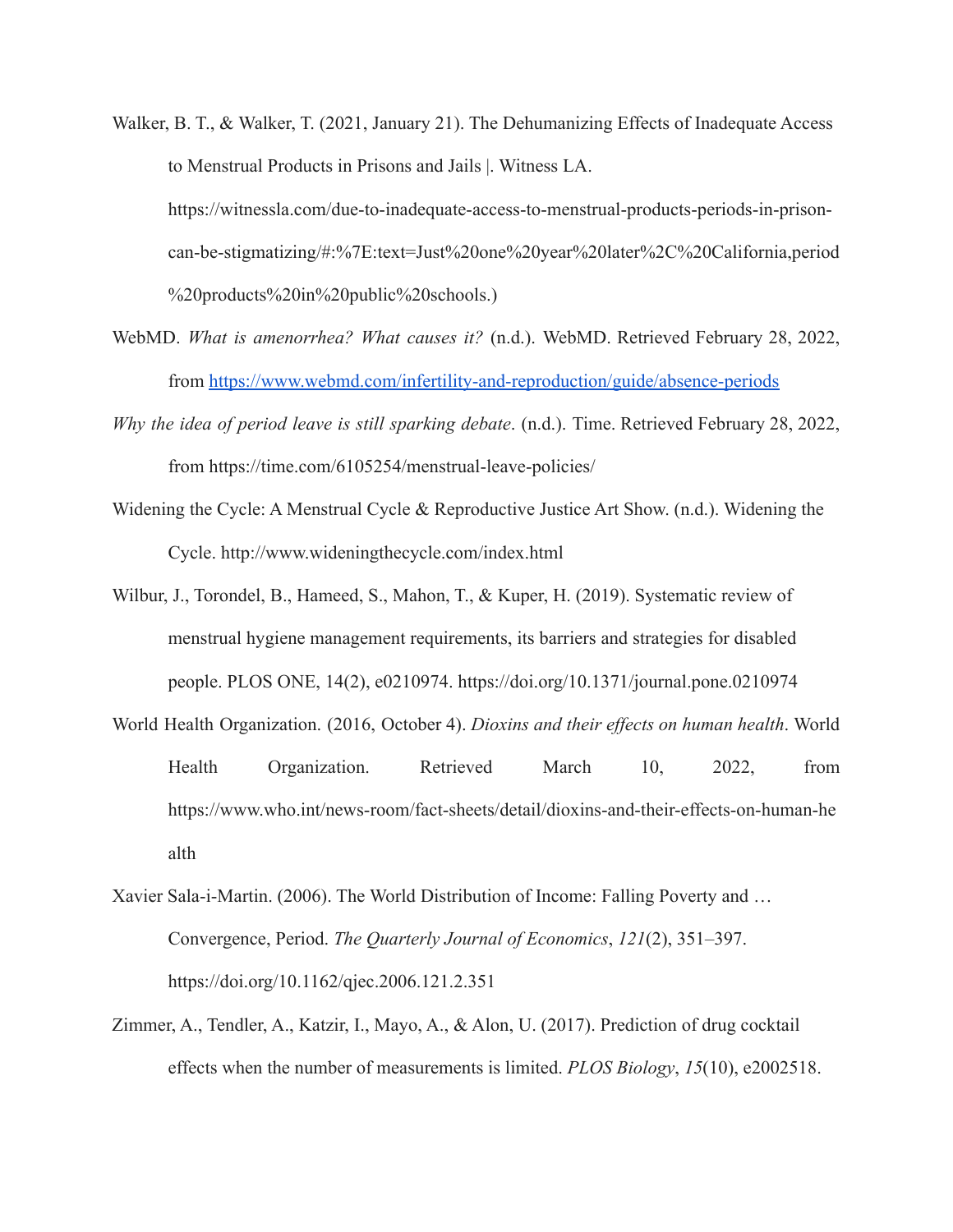Walker, B. T., & Walker, T. (2021, January 21). The Dehumanizing Effects of Inadequate Access to Menstrual Products in Prisons and Jails |. Witness LA. https://witnessla.com/due-to-inadequate-access-to-menstrual-products-periods-in-prison-can-be-stigmatizing/#:%7E:text=Just%20one%20year%20later%2C%20California,period%20products%20in%20public%20schools.)

WebMD. *What is amenorrhea? What causes it?* (n.d.). WebMD. Retrieved February 28, 2022, from [https://www.webmd.com/infertility-and-reproduction/guide/absence-periods](https://www.webmd.com/infertility-and-reproduction/guide/absence-periods)

*Why the idea of period leave is still sparking debate*. (n.d.). Time. Retrieved February 28, 2022, from https://time.com/6105254/menstrual-leave-policies/

Widening the Cycle: A Menstrual Cycle & Reproductive Justice Art Show. (n.d.). Widening the Cycle. http://www.wideningthecycle.com/index.html

Wilbur, J., Torondel, B., Hameed, S., Mahon, T., & Kuper, H. (2019). Systematic review of menstrual hygiene management requirements, its barriers and strategies for disabled people. PLOS ONE, 14(2), e0210974. https://doi.org/10.1371/journal.pone.0210974

World Health Organization. (2016, October 4). *Dioxins and their effects on human health*. World Health Organization. Retrieved March 10, 2022, from https://www.who.int/news-room/fact-sheets/detail/dioxins-and-their-effects-on-human-health

Xavier Sala-i-Martin. (2006). The World Distribution of Income: Falling Poverty and … Convergence, Period. *The Quarterly Journal of Economics*, *121*(2), 351–397. https://doi.org/10.1162/qjec.2006.121.2.351

Zimmer, A., Tendler, A., Katzir, I., Mayo, A., & Alon, U. (2017). Prediction of drug cocktail effects when the number of measurements is limited. *PLOS Biology*, *15*(10), e2002518.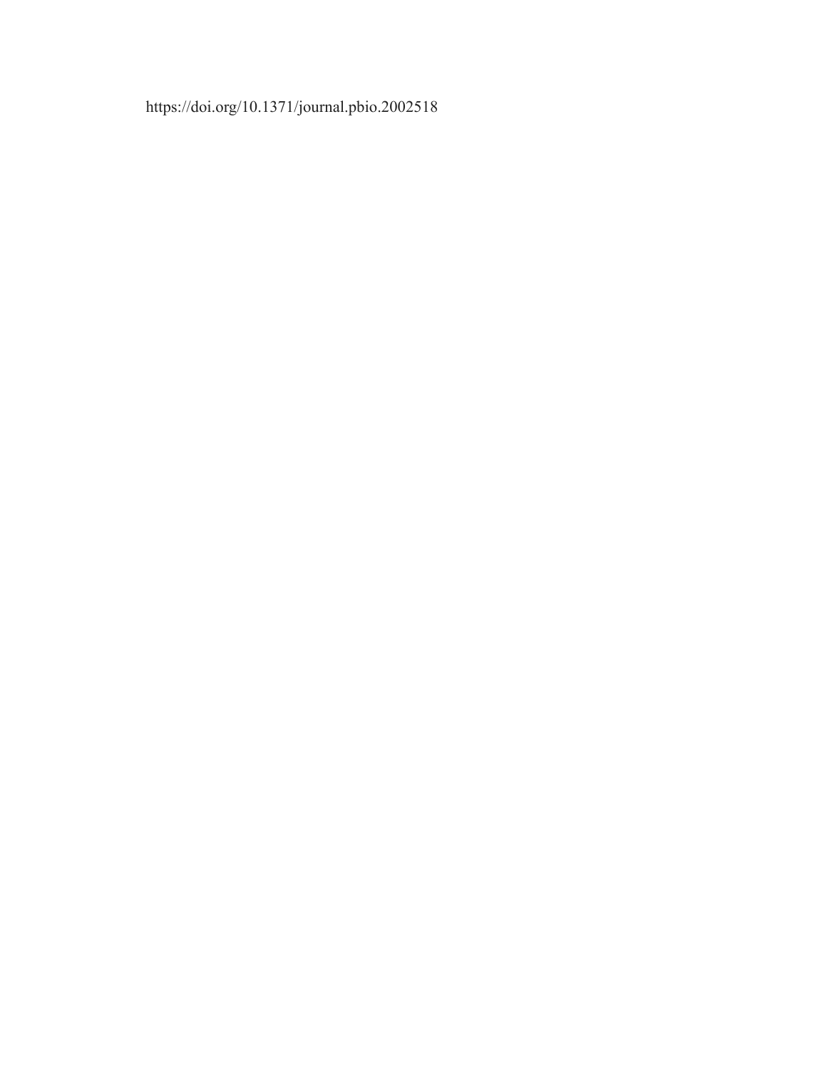https://doi.org/10.1371/journal.pbio.2002518